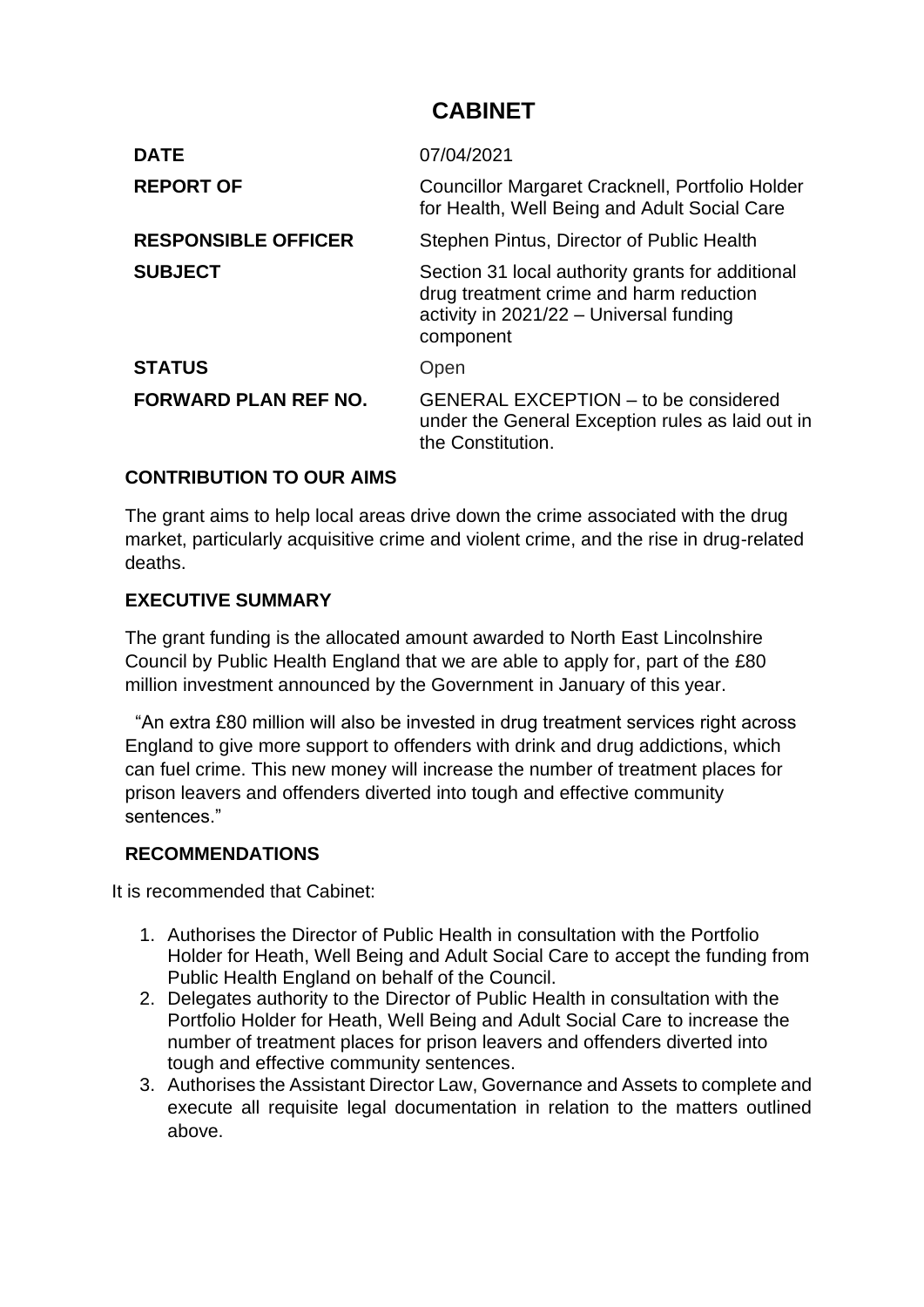# CABINET

| | |
|---|---|
| **DATE** | 07/04/2021 |
| **REPORT OF** | Councillor Margaret Cracknell, Portfolio Holder for Health, Well Being and Adult Social Care |
| **RESPONSIBLE OFFICER** | Stephen Pintus, Director of Public Health |
| **SUBJECT** | Section 31 local authority grants for additional drug treatment crime and harm reduction activity in 2021/22 – Universal funding component |
| **STATUS** | Open |
| **FORWARD PLAN REF NO.** | GENERAL EXCEPTION – to be considered under the General Exception rules as laid out in the Constitution. |

## CONTRIBUTION TO OUR AIMS

The grant aims to help local areas drive down the crime associated with the drug market, particularly acquisitive crime and violent crime, and the rise in drug-related deaths.

## EXECUTIVE SUMMARY

The grant funding is the allocated amount awarded to North East Lincolnshire Council by Public Health England that we are able to apply for, part of the £80 million investment announced by the Government in January of this year.

"An extra £80 million will also be invested in drug treatment services right across England to give more support to offenders with drink and drug addictions, which can fuel crime. This new money will increase the number of treatment places for prison leavers and offenders diverted into tough and effective community sentences."

## RECOMMENDATIONS

It is recommended that Cabinet:

1. Authorises the Director of Public Health in consultation with the Portfolio Holder for Heath, Well Being and Adult Social Care to accept the funding from Public Health England on behalf of the Council.
2. Delegates authority to the Director of Public Health in consultation with the Portfolio Holder for Heath, Well Being and Adult Social Care to increase the number of treatment places for prison leavers and offenders diverted into tough and effective community sentences.
3. Authorises the Assistant Director Law, Governance and Assets to complete and execute all requisite legal documentation in relation to the matters outlined above.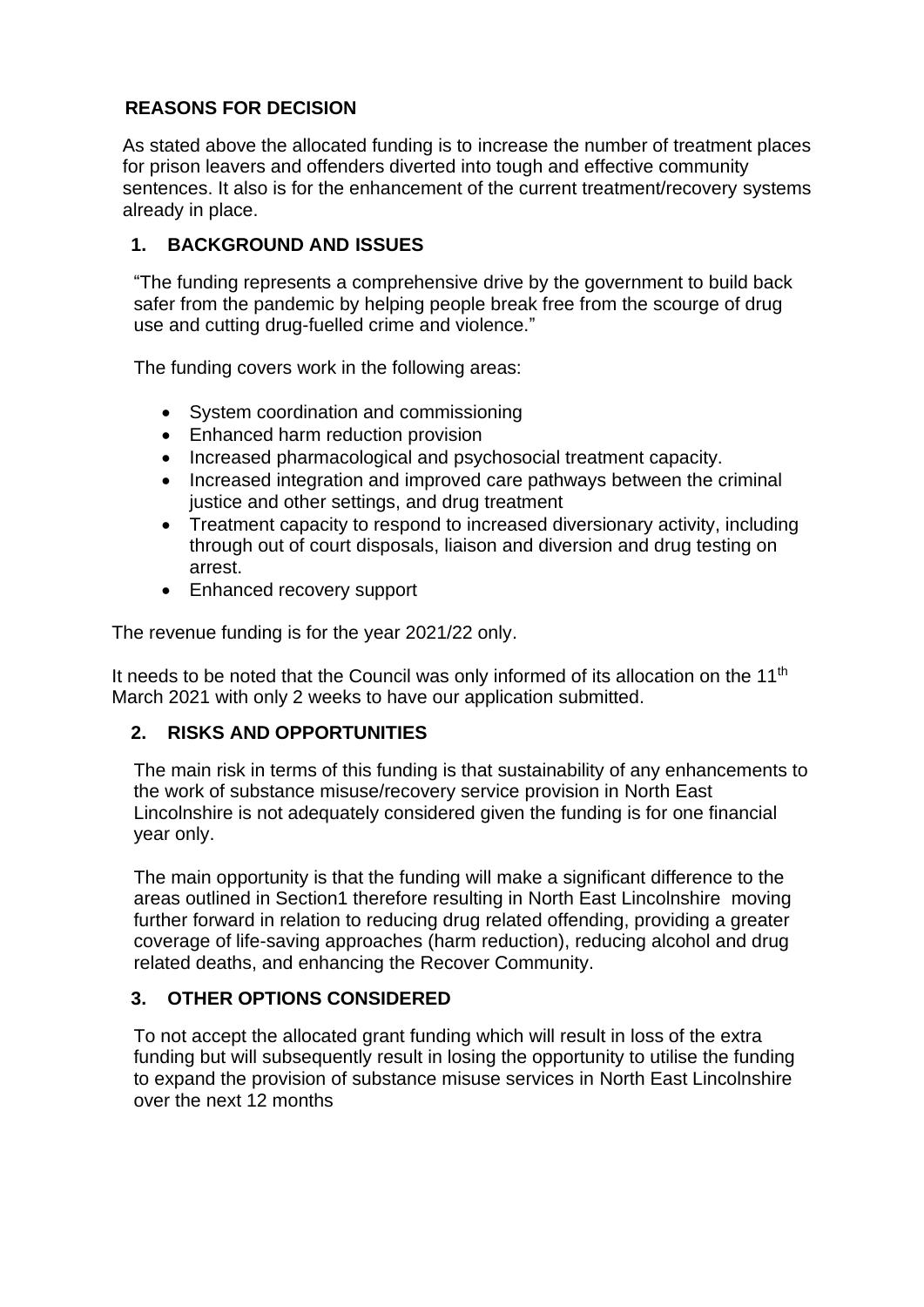## REASONS FOR DECISION

As stated above the allocated funding is to increase the number of treatment places for prison leavers and offenders diverted into tough and effective community sentences. It also is for the enhancement of the current treatment/recovery systems already in place.

## 1. BACKGROUND AND ISSUES

"The funding represents a comprehensive drive by the government to build back safer from the pandemic by helping people break free from the scourge of drug use and cutting drug-fuelled crime and violence."

The funding covers work in the following areas:

- System coordination and commissioning
- Enhanced harm reduction provision
- Increased pharmacological and psychosocial treatment capacity.
- Increased integration and improved care pathways between the criminal justice and other settings, and drug treatment
- Treatment capacity to respond to increased diversionary activity, including through out of court disposals, liaison and diversion and drug testing on arrest.
- Enhanced recovery support

The revenue funding is for the year 2021/22 only.

It needs to be noted that the Council was only informed of its allocation on the 11th March 2021 with only 2 weeks to have our application submitted.

## 2. RISKS AND OPPORTUNITIES

The main risk in terms of this funding is that sustainability of any enhancements to the work of substance misuse/recovery service provision in North East Lincolnshire is not adequately considered given the funding is for one financial year only.

The main opportunity is that the funding will make a significant difference to the areas outlined in Section1 therefore resulting in North East Lincolnshire moving further forward in relation to reducing drug related offending, providing a greater coverage of life-saving approaches (harm reduction), reducing alcohol and drug related deaths, and enhancing the Recover Community.

## 3. OTHER OPTIONS CONSIDERED

To not accept the allocated grant funding which will result in loss of the extra funding but will subsequently result in losing the opportunity to utilise the funding to expand the provision of substance misuse services in North East Lincolnshire over the next 12 months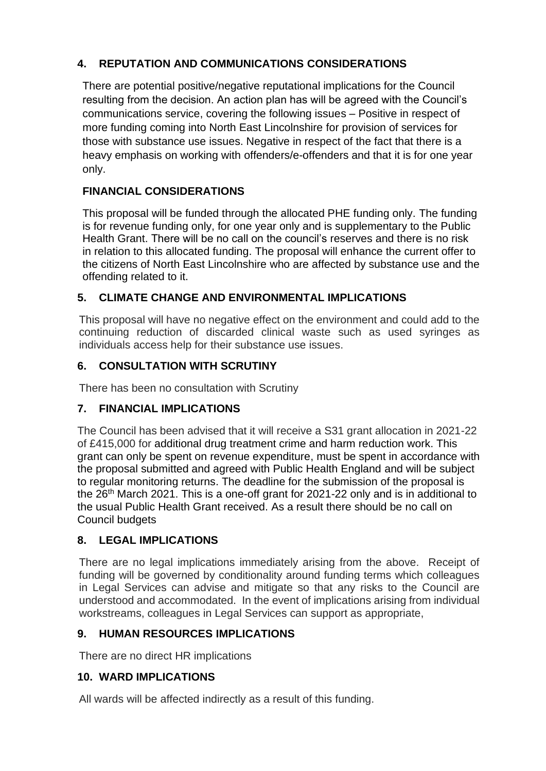## 4. REPUTATION AND COMMUNICATIONS CONSIDERATIONS

There are potential positive/negative reputational implications for the Council resulting from the decision. An action plan has will be agreed with the Council's communications service, covering the following issues – Positive in respect of more funding coming into North East Lincolnshire for provision of services for those with substance use issues. Negative in respect of the fact that there is a heavy emphasis on working with offenders/e-offenders and that it is for one year only.

## FINANCIAL CONSIDERATIONS

This proposal will be funded through the allocated PHE funding only. The funding is for revenue funding only, for one year only and is supplementary to the Public Health Grant. There will be no call on the council's reserves and there is no risk in relation to this allocated funding. The proposal will enhance the current offer to the citizens of North East Lincolnshire who are affected by substance use and the offending related to it.

## 5. CLIMATE CHANGE AND ENVIRONMENTAL IMPLICATIONS

This proposal will have no negative effect on the environment and could add to the continuing reduction of discarded clinical waste such as used syringes as individuals access help for their substance use issues.

## 6. CONSULTATION WITH SCRUTINY

There has been no consultation with Scrutiny

## 7. FINANCIAL IMPLICATIONS

The Council has been advised that it will receive a S31 grant allocation in 2021-22 of £415,000 for additional drug treatment crime and harm reduction work. This grant can only be spent on revenue expenditure, must be spent in accordance with the proposal submitted and agreed with Public Health England and will be subject to regular monitoring returns. The deadline for the submission of the proposal is the 26th March 2021. This is a one-off grant for 2021-22 only and is in additional to the usual Public Health Grant received. As a result there should be no call on Council budgets

## 8. LEGAL IMPLICATIONS

There are no legal implications immediately arising from the above. Receipt of funding will be governed by conditionality around funding terms which colleagues in Legal Services can advise and mitigate so that any risks to the Council are understood and accommodated. In the event of implications arising from individual workstreams, colleagues in Legal Services can support as appropriate,

## 9. HUMAN RESOURCES IMPLICATIONS

There are no direct HR implications

## 10. WARD IMPLICATIONS

All wards will be affected indirectly as a result of this funding.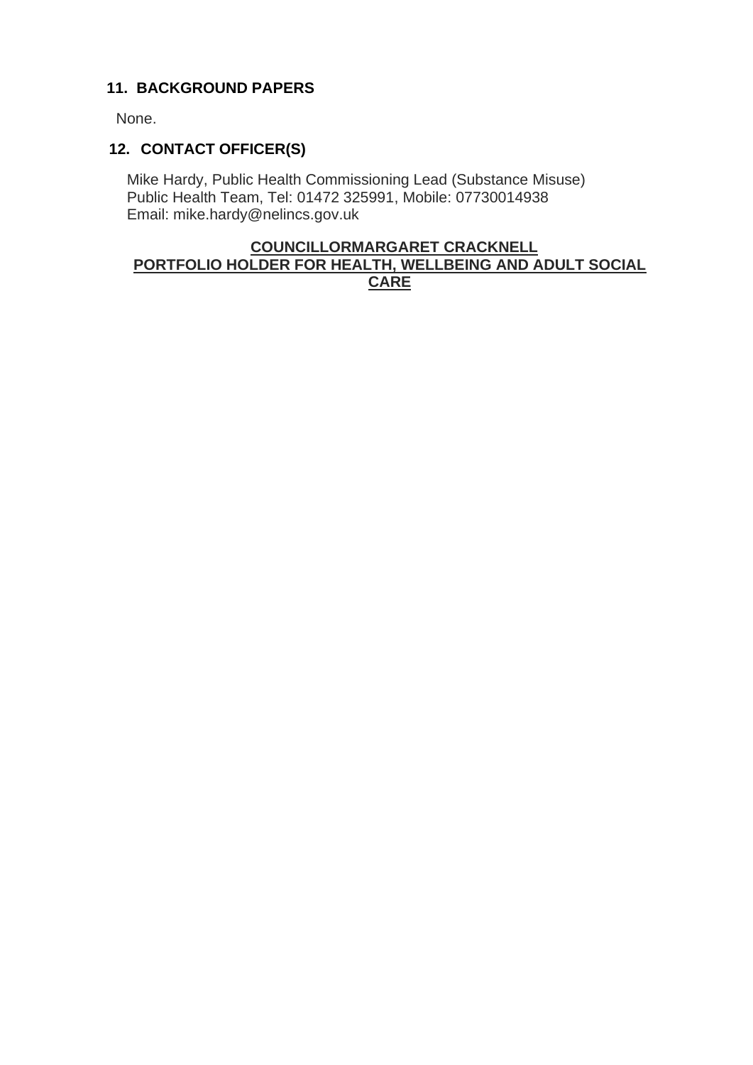## 11. BACKGROUND PAPERS

None.

## 12. CONTACT OFFICER(S)

Mike Hardy, Public Health Commissioning Lead (Substance Misuse)
Public Health Team, Tel: 01472 325991, Mobile: 07730014938
Email: mike.hardy@nelincs.gov.uk

**COUNCILLORMARGARET CRACKNELL**
**PORTFOLIO HOLDER FOR HEALTH, WELLBEING AND ADULT SOCIAL CARE**